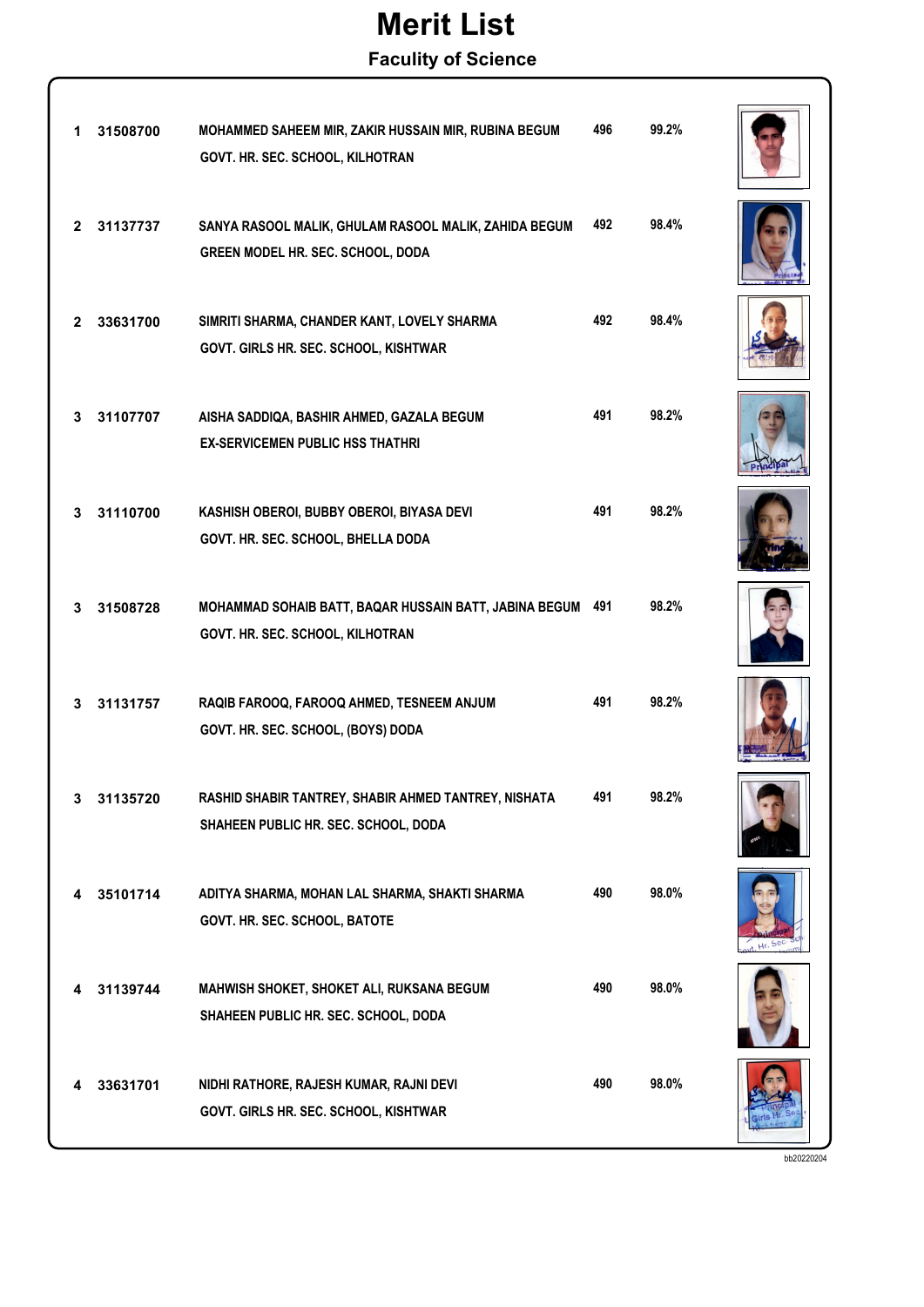# Merit List

## Faculty of Science

| Rank | Roll No. | Name, Father's Name, Mother's Name / School | Marks | Percentage |
|---|---|---|---|---|
| 1 | 31508700 | MOHAMMED SAHEEM MIR, ZAKIR HUSSAIN MIR, RUBINA BEGUM<br>GOVT. HR. SEC. SCHOOL, KILHOTRAN | 496 | 99.2% |
| 2 | 31137737 | SANYA RASOOL MALIK, GHULAM RASOOL MALIK, ZAHIDA BEGUM<br>GREEN MODEL HR. SEC. SCHOOL, DODA | 492 | 98.4% |
| 2 | 33631700 | SIMRITI SHARMA, CHANDER KANT, LOVELY SHARMA<br>GOVT. GIRLS HR. SEC. SCHOOL, KISHTWAR | 492 | 98.4% |
| 3 | 31107707 | AISHA SADDIQA, BASHIR AHMED, GAZALA BEGUM<br>EX-SERVICEMEN PUBLIC HSS THATHRI | 491 | 98.2% |
| 3 | 31110700 | KASHISH OBEROI, BUBBY OBEROI, BIYASA DEVI<br>GOVT. HR. SEC. SCHOOL, BHELLA DODA | 491 | 98.2% |
| 3 | 31508728 | MOHAMMAD SOHAIB BATT, BAQAR HUSSAIN BATT, JABINA BEGUM<br>GOVT. HR. SEC. SCHOOL, KILHOTRAN | 491 | 98.2% |
| 3 | 31131757 | RAQIB FAROOQ, FAROOQ AHMED, TESNEEM ANJUM<br>GOVT. HR. SEC. SCHOOL, (BOYS) DODA | 491 | 98.2% |
| 3 | 31135720 | RASHID SHABIR TANTREY, SHABIR AHMED TANTREY, NISHATA<br>SHAHEEN PUBLIC HR. SEC. SCHOOL, DODA | 491 | 98.2% |
| 4 | 35101714 | ADITYA SHARMA, MOHAN LAL SHARMA, SHAKTI SHARMA<br>GOVT. HR. SEC. SCHOOL, BATOTE | 490 | 98.0% |
| 4 | 31139744 | MAHWISH SHOKET, SHOKET ALI, RUKSANA BEGUM<br>SHAHEEN PUBLIC HR. SEC. SCHOOL, DODA | 490 | 98.0% |
| 4 | 33631701 | NIDHI RATHORE, RAJESH KUMAR, RAJNI DEVI<br>GOVT. GIRLS HR. SEC. SCHOOL, KISHTWAR | 490 | 98.0% |

bb20220204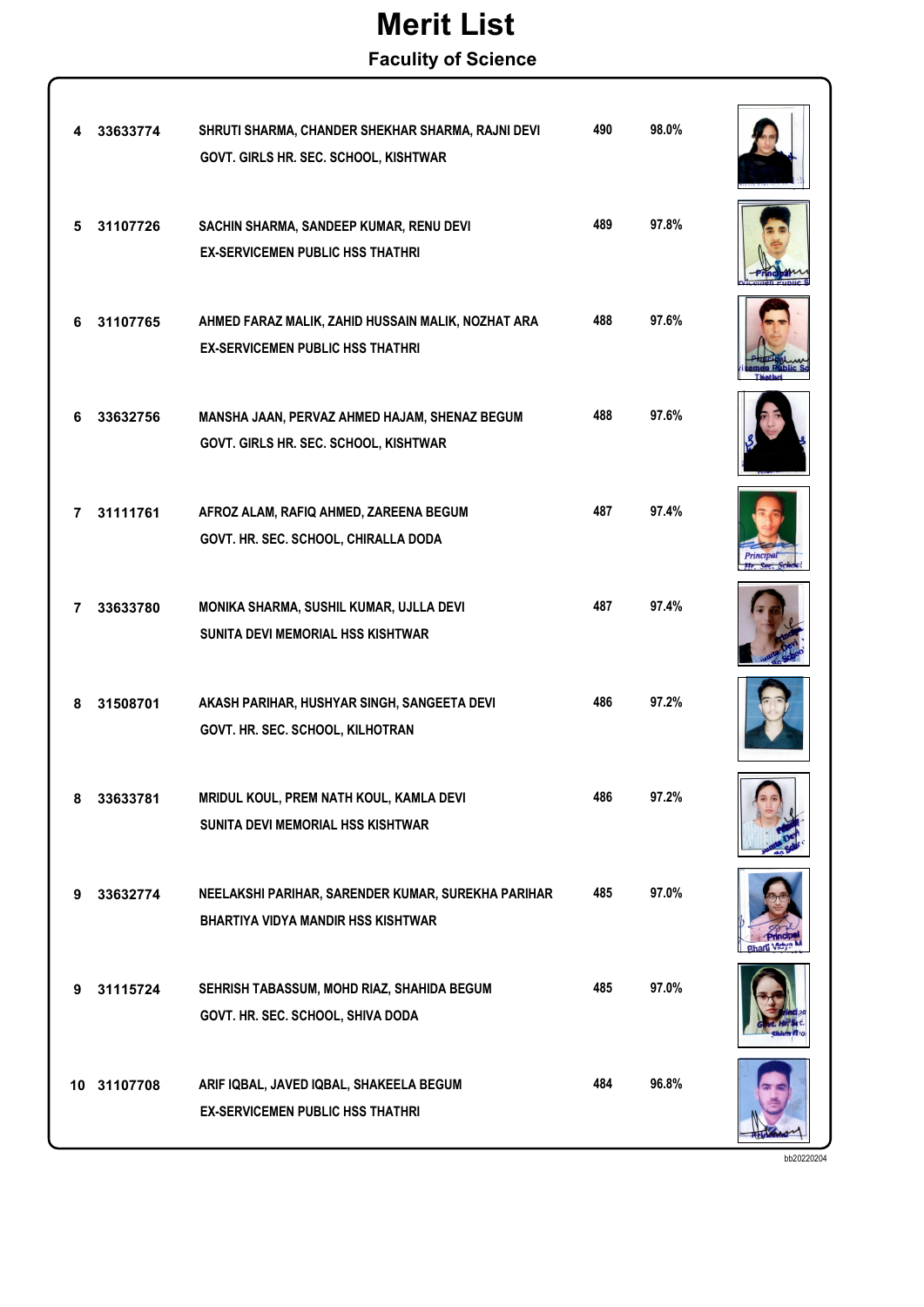# Merit List

## Faculty of Science

| Rank | Roll No. | Name, Father's Name, Mother's Name / School | Marks | Percentage |
|---|---|---|---|---|
| 4 | 33633774 | SHRUTI SHARMA, CHANDER SHEKHAR SHARMA, RAJNI DEVI<br>GOVT. GIRLS HR. SEC. SCHOOL, KISHTWAR | 490 | 98.0% |
| 5 | 31107726 | SACHIN SHARMA, SANDEEP KUMAR, RENU DEVI<br>EX-SERVICEMEN PUBLIC HSS THATHRI | 489 | 97.8% |
| 6 | 31107765 | AHMED FARAZ MALIK, ZAHID HUSSAIN MALIK, NOZHAT ARA<br>EX-SERVICEMEN PUBLIC HSS THATHRI | 488 | 97.6% |
| 6 | 33632756 | MANSHA JAAN, PERVAZ AHMED HAJAM, SHENAZ BEGUM<br>GOVT. GIRLS HR. SEC. SCHOOL, KISHTWAR | 488 | 97.6% |
| 7 | 31111761 | AFROZ ALAM, RAFIQ AHMED, ZAREENA BEGUM<br>GOVT. HR. SEC. SCHOOL, CHIRALLA DODA | 487 | 97.4% |
| 7 | 33633780 | MONIKA SHARMA, SUSHIL KUMAR, UJLLA DEVI<br>SUNITA DEVI MEMORIAL HSS KISHTWAR | 487 | 97.4% |
| 8 | 31508701 | AKASH PARIHAR, HUSHYAR SINGH, SANGEETA DEVI<br>GOVT. HR. SEC. SCHOOL, KILHOTRAN | 486 | 97.2% |
| 8 | 33633781 | MRIDUL KOUL, PREM NATH KOUL, KAMLA DEVI<br>SUNITA DEVI MEMORIAL HSS KISHTWAR | 486 | 97.2% |
| 9 | 33632774 | NEELAKSHI PARIHAR, SARENDER KUMAR, SUREKHA PARIHAR<br>BHARTIYA VIDYA MANDIR HSS KISHTWAR | 485 | 97.0% |
| 9 | 31115724 | SEHRISH TABASSUM, MOHD RIAZ, SHAHIDA BEGUM<br>GOVT. HR. SEC. SCHOOL, SHIVA DODA | 485 | 97.0% |
| 10 | 31107708 | ARIF IQBAL, JAVED IQBAL, SHAKEELA BEGUM<br>EX-SERVICEMEN PUBLIC HSS THATHRI | 484 | 96.8% |

bb20220204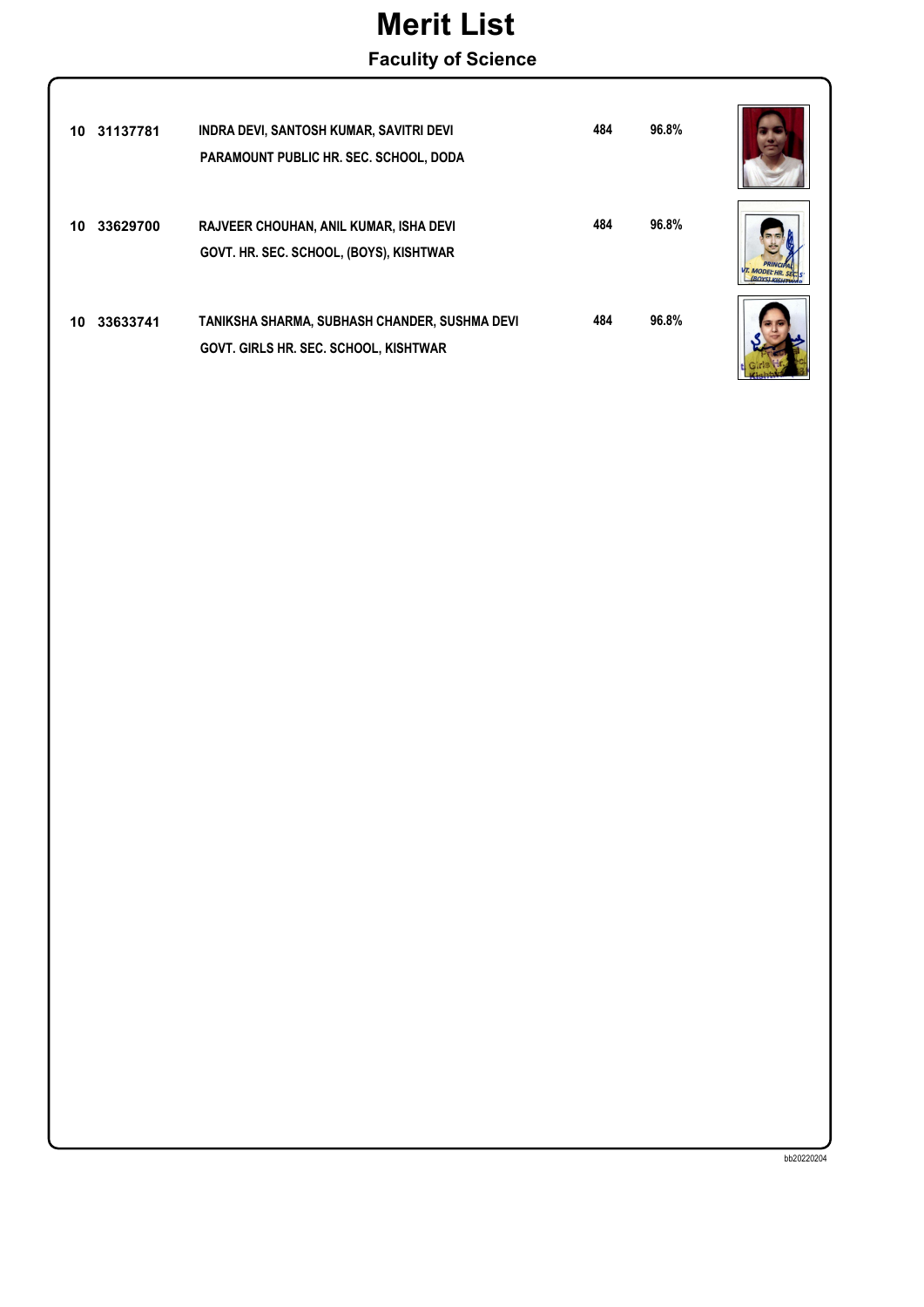# Merit List

## Faculty of Science

| | | | | |
|---|---|---|---|---|
| 10 | 31137781 | INDRA DEVI, SANTOSH KUMAR, SAVITRI DEVI<br>PARAMOUNT PUBLIC HR. SEC. SCHOOL, DODA | 484 | 96.8% |
| 10 | 33629700 | RAJVEER CHOUHAN, ANIL KUMAR, ISHA DEVI<br>GOVT. HR. SEC. SCHOOL, (BOYS), KISHTWAR | 484 | 96.8% |
| 10 | 33633741 | TANIKSHA SHARMA, SUBHASH CHANDER, SUSHMA DEVI<br>GOVT. GIRLS HR. SEC. SCHOOL, KISHTWAR | 484 | 96.8% |

bb20220204